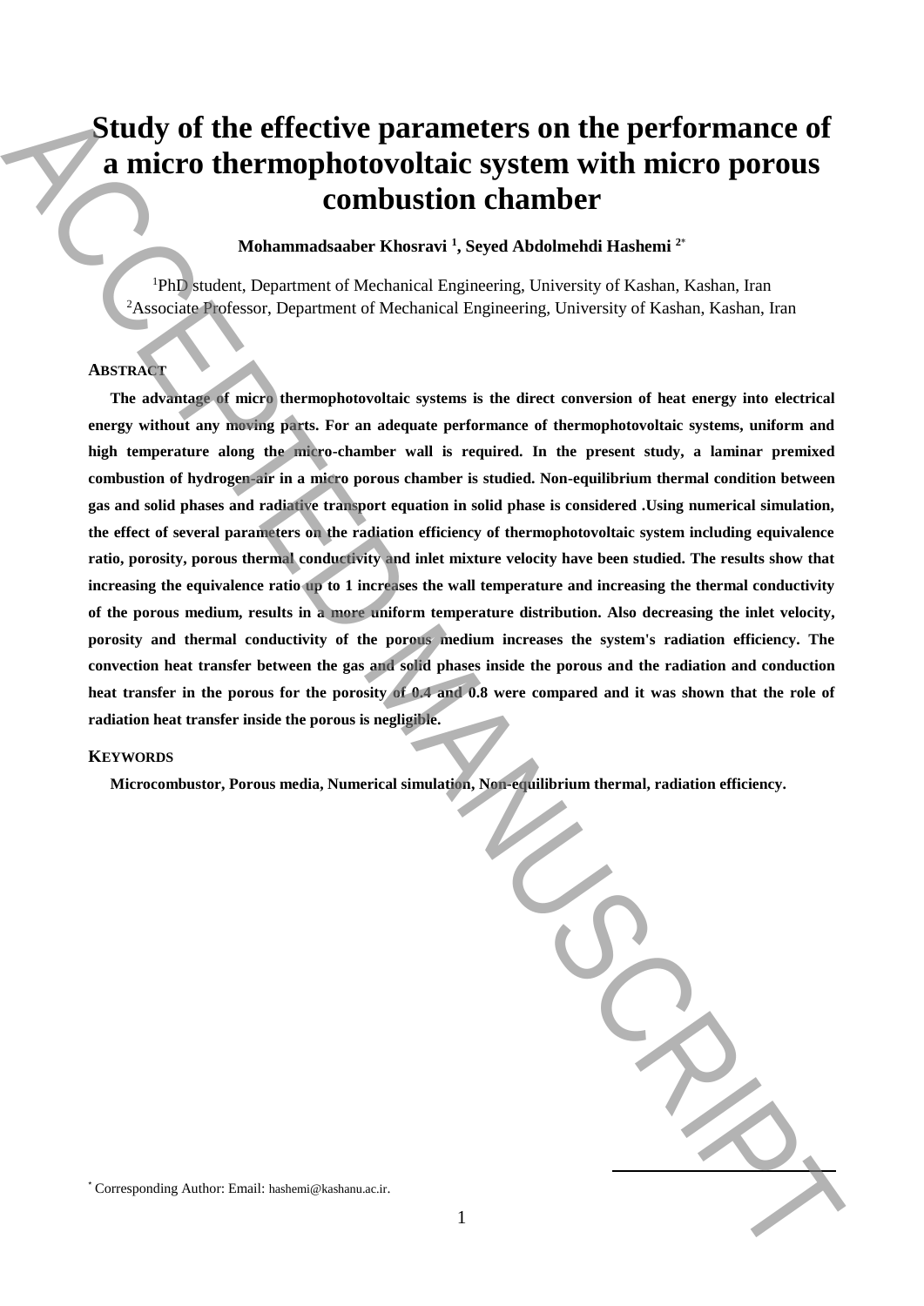# Study of the effective parameters on the performance of a micro thermophotovoltaic system with micro porous combustion chamber

**Mohammadsaaber Khosravi [1], Seyed Abdolmehdi Hashemi [2*]**

[1]PhD student, Department of Mechanical Engineering, University of Kashan, Kashan, Iran
[2]Associate Professor, Department of Mechanical Engineering, University of Kashan, Kashan, Iran

## ABSTRACT

**The advantage of micro thermophotovoltaic systems is the direct conversion of heat energy into electrical energy without any moving parts. For an adequate performance of thermophotovoltaic systems, uniform and high temperature along the micro-chamber wall is required. In the present study, a laminar premixed combustion of hydrogen-air in a micro porous chamber is studied. Non-equilibrium thermal condition between gas and solid phases and radiative transport equation in solid phase is considered .Using numerical simulation, the effect of several parameters on the radiation efficiency of thermophotovoltaic system including equivalence ratio, porosity, porous thermal conductivity and inlet mixture velocity have been studied. The results show that increasing the equivalence ratio up to 1 increases the wall temperature and increasing the thermal conductivity of the porous medium, results in a more uniform temperature distribution. Also decreasing the inlet velocity, porosity and thermal conductivity of the porous medium increases the system's radiation efficiency. The convection heat transfer between the gas and solid phases inside the porous and the radiation and conduction heat transfer in the porous for the porosity of 0.4 and 0.8 were compared and it was shown that the role of radiation heat transfer inside the porous is negligible.**

## KEYWORDS

**Microcombustor, Porous media, Numerical simulation, Non-equilibrium thermal, radiation efficiency.**

[*] Corresponding Author: Email: hashemi@kashanu.ac.ir.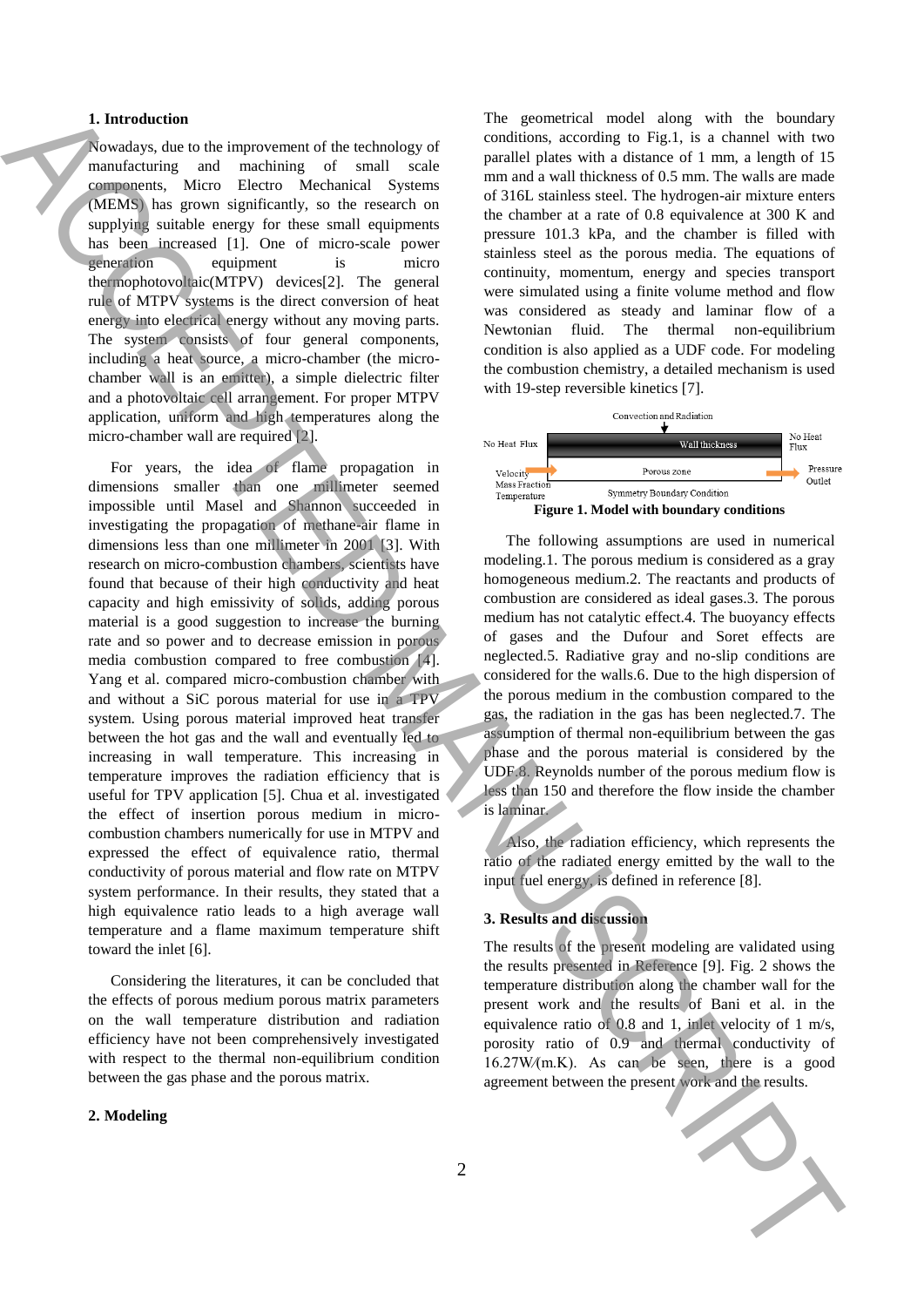## 1. Introduction

Nowadays, due to the improvement of the technology of manufacturing and machining of small scale components, Micro Electro Mechanical Systems (MEMS) has grown significantly, so the research on supplying suitable energy for these small equipments has been increased [1]. One of micro-scale power generation equipment is micro thermophotovoltaic(MTPV) devices[2]. The general rule of MTPV systems is the direct conversion of heat energy into electrical energy without any moving parts. The system consists of four general components, including a heat source, a micro-chamber (the micro-chamber wall is an emitter), a simple dielectric filter and a photovoltaic cell arrangement. For proper MTPV application, uniform and high temperatures along the micro-chamber wall are required [2].

For years, the idea of flame propagation in dimensions smaller than one millimeter seemed impossible until Masel and Shannon succeeded in investigating the propagation of methane-air flame in dimensions less than one millimeter in 2001 [3]. With research on micro-combustion chambers, scientists have found that because of their high conductivity and heat capacity and high emissivity of solids, adding porous material is a good suggestion to increase the burning rate and so power and to decrease emission in porous media combustion compared to free combustion [4]. Yang et al. compared micro-combustion chamber with and without a SiC porous material for use in a TPV system. Using porous material improved heat transfer between the hot gas and the wall and eventually led to increasing in wall temperature. This increasing in temperature improves the radiation efficiency that is useful for TPV application [5]. Chua et al. investigated the effect of insertion porous medium in micro-combustion chambers numerically for use in MTPV and expressed the effect of equivalence ratio, thermal conductivity of porous material and flow rate on MTPV system performance. In their results, they stated that a high equivalence ratio leads to a high average wall temperature and a flame maximum temperature shift toward the inlet [6].

Considering the literatures, it can be concluded that the effects of porous medium porous matrix parameters on the wall temperature distribution and radiation efficiency have not been comprehensively investigated with respect to the thermal non-equilibrium condition between the gas phase and the porous matrix.

## 2. Modeling

The geometrical model along with the boundary conditions, according to Fig.1, is a channel with two parallel plates with a distance of 1 mm, a length of 15 mm and a wall thickness of 0.5 mm. The walls are made of 316L stainless steel. The hydrogen-air mixture enters the chamber at a rate of 0.8 equivalence at 300 K and pressure 101.3 kPa, and the chamber is filled with stainless steel as the porous media. The equations of continuity, momentum, energy and species transport were simulated using a finite volume method and flow was considered as steady and laminar flow of a Newtonian fluid. The thermal non-equilibrium condition is also applied as a UDF code. For modeling the combustion chemistry, a detailed mechanism is used with 19-step reversible kinetics [7].

Convection and Radiation

No Heat Flux | Wall thickness | No Heat Flux

Velocity, Mass Fraction, Temperature | Porous zone | Pressure Outlet

Symmetry Boundary Condition

**Figure 1. Model with boundary conditions**

The following assumptions are used in numerical modeling.1. The porous medium is considered as a gray homogeneous medium.2. The reactants and products of combustion are considered as ideal gases.3. The porous medium has not catalytic effect.4. The buoyancy effects of gases and the Dufour and Soret effects are neglected.5. Radiative gray and no-slip conditions are considered for the walls.6. Due to the high dispersion of the porous medium in the combustion compared to the gas, the radiation in the gas has been neglected.7. The assumption of thermal non-equilibrium between the gas phase and the porous material is considered by the UDF.8. Reynolds number of the porous medium flow is less than 150 and therefore the flow inside the chamber is laminar.

Also, the radiation efficiency, which represents the ratio of the radiated energy emitted by the wall to the input fuel energy, is defined in reference [8].

## 3. Results and discussion

The results of the present modeling are validated using the results presented in Reference [9]. Fig. 2 shows the temperature distribution along the chamber wall for the present work and the results of Bani et al. in the equivalence ratio of 0.8 and 1, inlet velocity of 1 m/s, porosity ratio of 0.9 and thermal conductivity of 16.27W/(m.K). As can be seen, there is a good agreement between the present work and the results.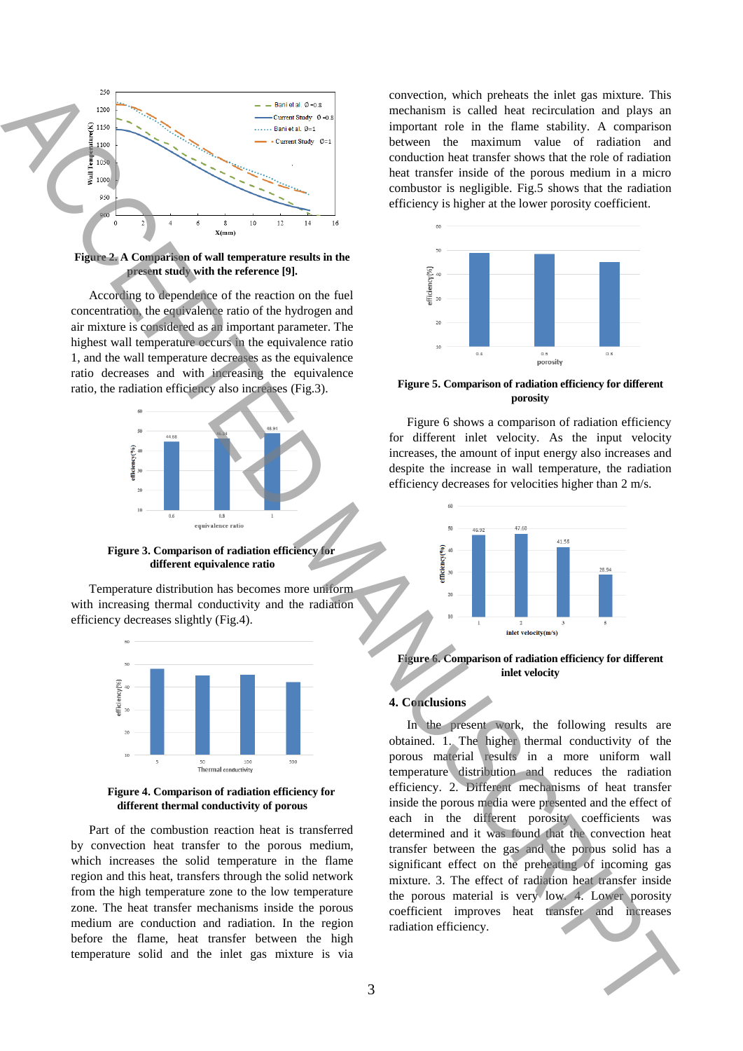**Figure 2. A Comparison of wall temperature results in the present study with the reference [9].**

According to dependence of the reaction on the fuel concentration, the equivalence ratio of the hydrogen and air mixture is considered as an important parameter. The highest wall temperature occurs in the equivalence ratio 1, and the wall temperature decreases as the equivalence ratio decreases and with increasing the equivalence ratio, the radiation efficiency also increases (Fig.3).

**Figure 3. Comparison of radiation efficiency for different equivalence ratio**

Temperature distribution has becomes more uniform with increasing thermal conductivity and the radiation efficiency decreases slightly (Fig.4).

**Figure 4. Comparison of radiation efficiency for different thermal conductivity of porous**

Part of the combustion reaction heat is transferred by convection heat transfer to the porous medium, which increases the solid temperature in the flame region and this heat, transfers through the solid network from the high temperature zone to the low temperature zone. The heat transfer mechanisms inside the porous medium are conduction and radiation. In the region before the flame, heat transfer between the high temperature solid and the inlet gas mixture is via convection, which preheats the inlet gas mixture. This mechanism is called heat recirculation and plays an important role in the flame stability. A comparison between the maximum value of radiation and conduction heat transfer shows that the role of radiation heat transfer inside of the porous medium in a micro combustor is negligible. Fig.5 shows that the radiation efficiency is higher at the lower porosity coefficient.

**Figure 5. Comparison of radiation efficiency for different porosity**

Figure 6 shows a comparison of radiation efficiency for different inlet velocity. As the input velocity increases, the amount of input energy also increases and despite the increase in wall temperature, the radiation efficiency decreases for velocities higher than 2 m/s.

**Figure 6. Comparison of radiation efficiency for different inlet velocity**

## 4. Conclusions

In the present work, the following results are obtained. 1. The higher thermal conductivity of the porous material results in a more uniform wall temperature distribution and reduces the radiation efficiency. 2. Different mechanisms of heat transfer inside the porous media were presented and the effect of each in the different porosity coefficients was determined and it was found that the convection heat transfer between the gas and the porous solid has a significant effect on the preheating of incoming gas mixture. 3. The effect of radiation heat transfer inside the porous material is very low. 4. Lower porosity coefficient improves heat transfer and increases radiation efficiency.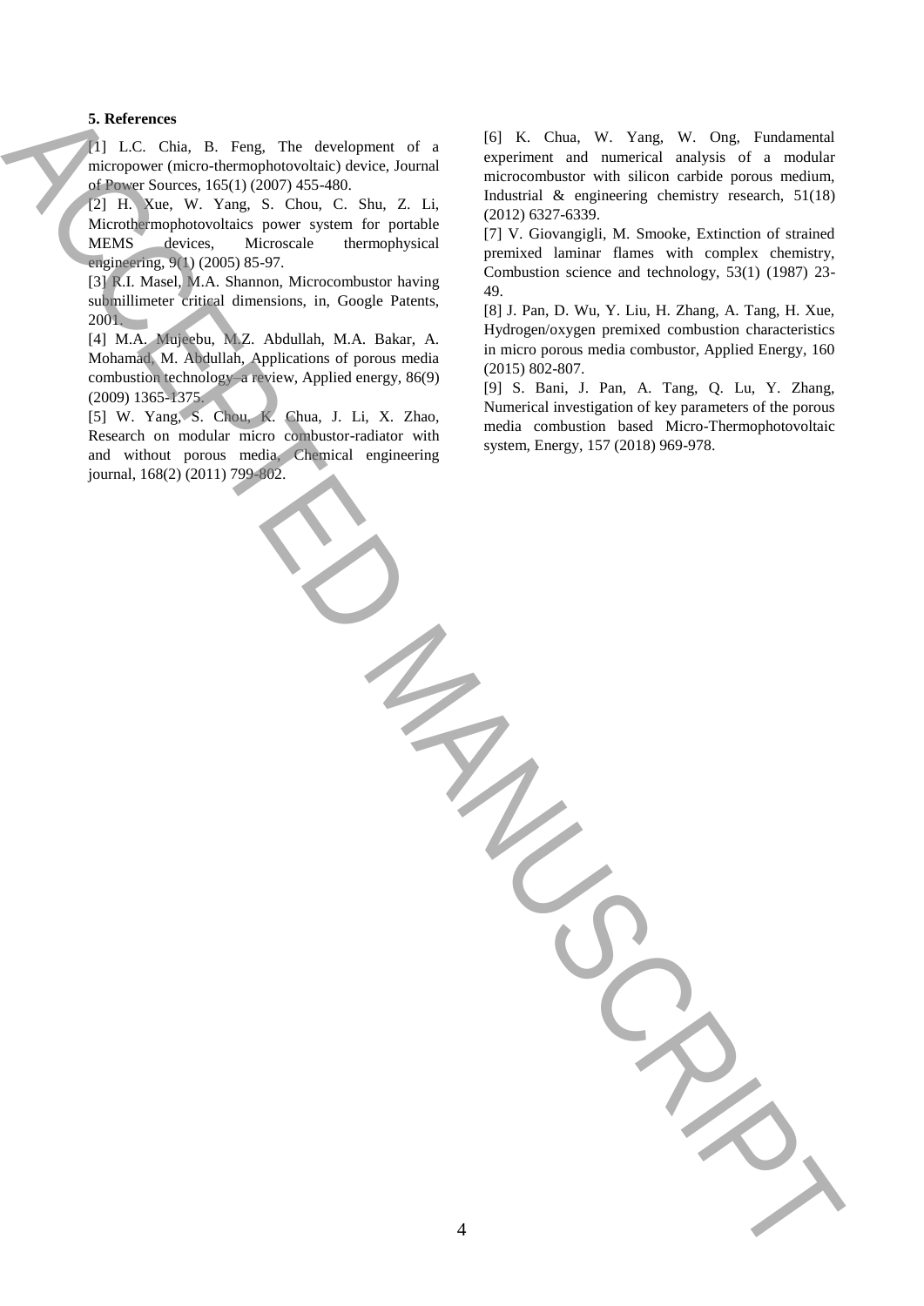**5. References**

[1] L.C. Chia, B. Feng, The development of a micropower (micro-thermophotovoltaic) device, Journal of Power Sources, 165(1) (2007) 455-480.

[2] H. Xue, W. Yang, S. Chou, C. Shu, Z. Li, Microthermophotovoltaics power system for portable MEMS devices, Microscale thermophysical engineering, 9(1) (2005) 85-97.

[3] R.I. Masel, M.A. Shannon, Microcombustor having submillimeter critical dimensions, in, Google Patents, 2001.

[4] M.A. Mujeebu, M.Z. Abdullah, M.A. Bakar, A. Mohamad, M. Abdullah, Applications of porous media combustion technology–a review, Applied energy, 86(9) (2009) 1365-1375.

[5] W. Yang, S. Chou, K. Chua, J. Li, X. Zhao, Research on modular micro combustor-radiator with and without porous media, Chemical engineering journal, 168(2) (2011) 799-802.

[6] K. Chua, W. Yang, W. Ong, Fundamental experiment and numerical analysis of a modular microcombustor with silicon carbide porous medium, Industrial & engineering chemistry research, 51(18) (2012) 6327-6339.

[7] V. Giovangigli, M. Smooke, Extinction of strained premixed laminar flames with complex chemistry, Combustion science and technology, 53(1) (1987) 23-49.

[8] J. Pan, D. Wu, Y. Liu, H. Zhang, A. Tang, H. Xue, Hydrogen/oxygen premixed combustion characteristics in micro porous media combustor, Applied Energy, 160 (2015) 802-807.

[9] S. Bani, J. Pan, A. Tang, Q. Lu, Y. Zhang, Numerical investigation of key parameters of the porous media combustion based Micro-Thermophotovoltaic system, Energy, 157 (2018) 969-978.